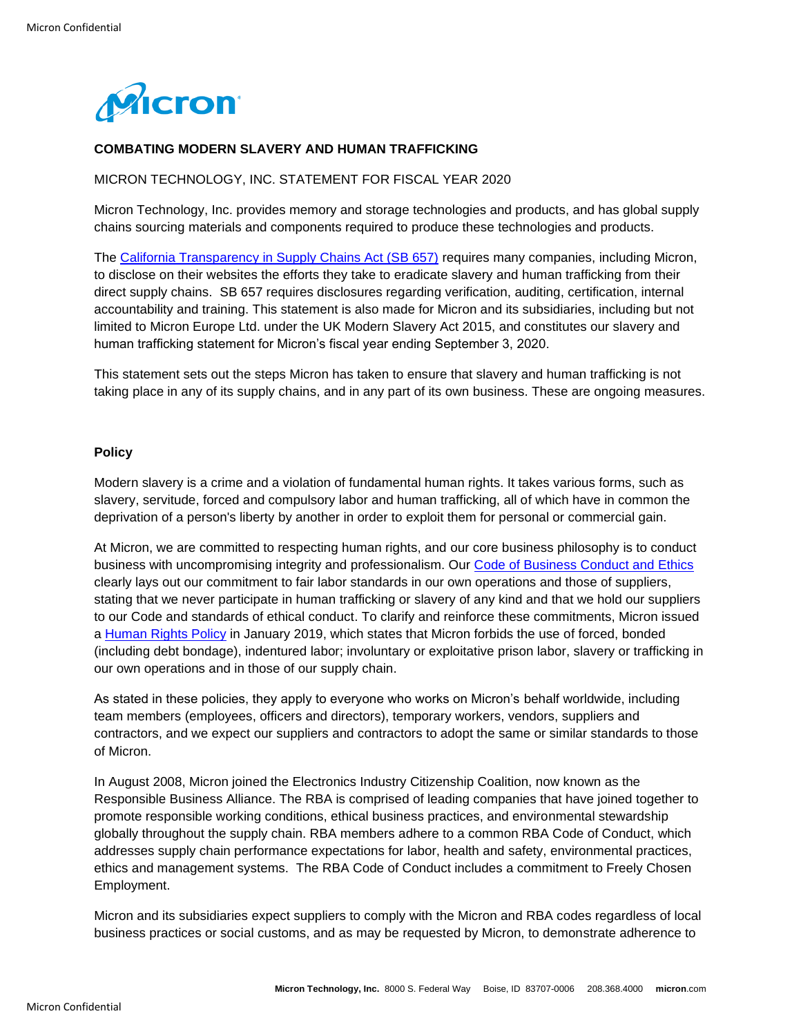**COMBATING MODERN SLAVERY AND HUMAN TRAFFICKING**

MICRON TECHNOLOGY, INC. STATEMENT FOR FISCAL YEAR 2020

Micron Technology, Inc. provides memory and storage technologies and products, and has global supply chains sourcing materials and components required to produce these technologies and products.

The California Transparency in Supply Chains Act (SB 657) requires many companies, including Micron, to disclose on their websites the efforts they take to eradicate slavery and human trafficking from their direct supply chains. SB 657 requires disclosures regarding verification, auditing, certification, internal accountability and training. This statement is also made for Micron and its subsidiaries, including but not limited to Micron Europe Ltd. under the UK Modern Slavery Act 2015, and constitutes our slavery and human trafficking statement for Micron's fiscal year ending September 3, 2020.

This statement sets out the steps Micron has taken to ensure that slavery and human trafficking is not taking place in any of its supply chains, and in any part of its own business. These are ongoing measures.

## Policy

Modern slavery is a crime and a violation of fundamental human rights. It takes various forms, such as slavery, servitude, forced and compulsory labor and human trafficking, all of which have in common the deprivation of a person's liberty by another in order to exploit them for personal or commercial gain.

At Micron, we are committed to respecting human rights, and our core business philosophy is to conduct business with uncompromising integrity and professionalism. Our Code of Business Conduct and Ethics clearly lays out our commitment to fair labor standards in our own operations and those of suppliers, stating that we never participate in human trafficking or slavery of any kind and that we hold our suppliers to our Code and standards of ethical conduct. To clarify and reinforce these commitments, Micron issued a Human Rights Policy in January 2019, which states that Micron forbids the use of forced, bonded (including debt bondage), indentured labor; involuntary or exploitative prison labor, slavery or trafficking in our own operations and in those of our supply chain.

As stated in these policies, they apply to everyone who works on Micron's behalf worldwide, including team members (employees, officers and directors), temporary workers, vendors, suppliers and contractors, and we expect our suppliers and contractors to adopt the same or similar standards to those of Micron.

In August 2008, Micron joined the Electronics Industry Citizenship Coalition, now known as the Responsible Business Alliance. The RBA is comprised of leading companies that have joined together to promote responsible working conditions, ethical business practices, and environmental stewardship globally throughout the supply chain. RBA members adhere to a common RBA Code of Conduct, which addresses supply chain performance expectations for labor, health and safety, environmental practices, ethics and management systems. The RBA Code of Conduct includes a commitment to Freely Chosen Employment.

Micron and its subsidiaries expect suppliers to comply with the Micron and RBA codes regardless of local business practices or social customs, and as may be requested by Micron, to demonstrate adherence to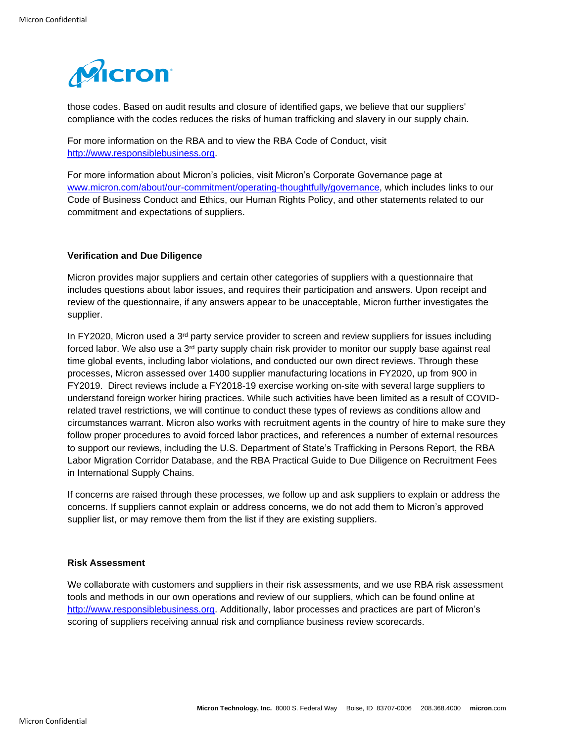those codes. Based on audit results and closure of identified gaps, we believe that our suppliers' compliance with the codes reduces the risks of human trafficking and slavery in our supply chain.

For more information on the RBA and to view the RBA Code of Conduct, visit http://www.responsiblebusiness.org.

For more information about Micron's policies, visit Micron's Corporate Governance page at www.micron.com/about/our-commitment/operating-thoughtfully/governance, which includes links to our Code of Business Conduct and Ethics, our Human Rights Policy, and other statements related to our commitment and expectations of suppliers.

**Verification and Due Diligence**

Micron provides major suppliers and certain other categories of suppliers with a questionnaire that includes questions about labor issues, and requires their participation and answers. Upon receipt and review of the questionnaire, if any answers appear to be unacceptable, Micron further investigates the supplier.

In FY2020, Micron used a 3rd party service provider to screen and review suppliers for issues including forced labor. We also use a 3rd party supply chain risk provider to monitor our supply base against real time global events, including labor violations, and conducted our own direct reviews. Through these processes, Micron assessed over 1400 supplier manufacturing locations in FY2020, up from 900 in FY2019. Direct reviews include a FY2018-19 exercise working on-site with several large suppliers to understand foreign worker hiring practices. While such activities have been limited as a result of COVID-related travel restrictions, we will continue to conduct these types of reviews as conditions allow and circumstances warrant. Micron also works with recruitment agents in the country of hire to make sure they follow proper procedures to avoid forced labor practices, and references a number of external resources to support our reviews, including the U.S. Department of State's Trafficking in Persons Report, the RBA Labor Migration Corridor Database, and the RBA Practical Guide to Due Diligence on Recruitment Fees in International Supply Chains.

If concerns are raised through these processes, we follow up and ask suppliers to explain or address the concerns. If suppliers cannot explain or address concerns, we do not add them to Micron's approved supplier list, or may remove them from the list if they are existing suppliers.

**Risk Assessment**

We collaborate with customers and suppliers in their risk assessments, and we use RBA risk assessment tools and methods in our own operations and review of our suppliers, which can be found online at http://www.responsiblebusiness.org. Additionally, labor processes and practices are part of Micron's scoring of suppliers receiving annual risk and compliance business review scorecards.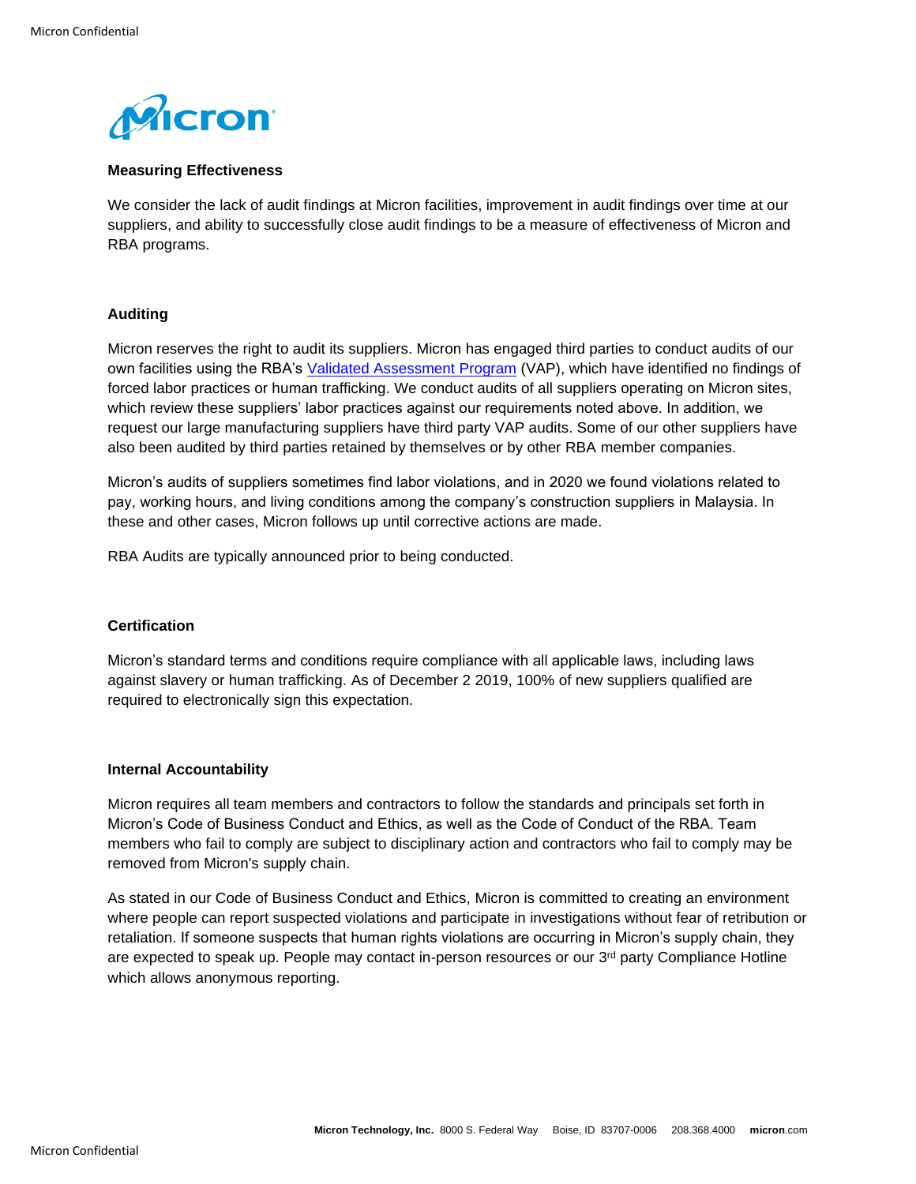**Measuring Effectiveness**

We consider the lack of audit findings at Micron facilities, improvement in audit findings over time at our suppliers, and ability to successfully close audit findings to be a measure of effectiveness of Micron and RBA programs.

**Auditing**

Micron reserves the right to audit its suppliers. Micron has engaged third parties to conduct audits of our own facilities using the RBA's Validated Assessment Program (VAP), which have identified no findings of forced labor practices or human trafficking. We conduct audits of all suppliers operating on Micron sites, which review these suppliers' labor practices against our requirements noted above. In addition, we request our large manufacturing suppliers have third party VAP audits. Some of our other suppliers have also been audited by third parties retained by themselves or by other RBA member companies.

Micron's audits of suppliers sometimes find labor violations, and in 2020 we found violations related to pay, working hours, and living conditions among the company's construction suppliers in Malaysia. In these and other cases, Micron follows up until corrective actions are made.

RBA Audits are typically announced prior to being conducted.

**Certification**

Micron's standard terms and conditions require compliance with all applicable laws, including laws against slavery or human trafficking. As of December 2 2019, 100% of new suppliers qualified are required to electronically sign this expectation.

**Internal Accountability**

Micron requires all team members and contractors to follow the standards and principals set forth in Micron's Code of Business Conduct and Ethics, as well as the Code of Conduct of the RBA. Team members who fail to comply are subject to disciplinary action and contractors who fail to comply may be removed from Micron's supply chain.

As stated in our Code of Business Conduct and Ethics, Micron is committed to creating an environment where people can report suspected violations and participate in investigations without fear of retribution or retaliation. If someone suspects that human rights violations are occurring in Micron's supply chain, they are expected to speak up. People may contact in-person resources or our 3rd party Compliance Hotline which allows anonymous reporting.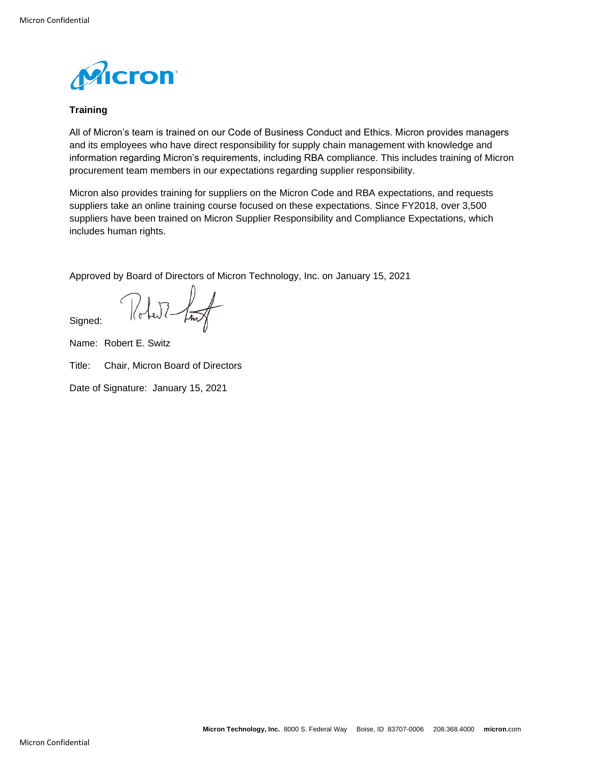## Training

All of Micron's team is trained on our Code of Business Conduct and Ethics. Micron provides managers and its employees who have direct responsibility for supply chain management with knowledge and information regarding Micron's requirements, including RBA compliance. This includes training of Micron procurement team members in our expectations regarding supplier responsibility.

Micron also provides training for suppliers on the Micron Code and RBA expectations, and requests suppliers take an online training course focused on these expectations. Since FY2018, over 3,500 suppliers have been trained on Micron Supplier Responsibility and Compliance Expectations, which includes human rights.

Approved by Board of Directors of Micron Technology, Inc. on January 15, 2021

Signed:

Name: Robert E. Switz

Title: Chair, Micron Board of Directors

Date of Signature: January 15, 2021